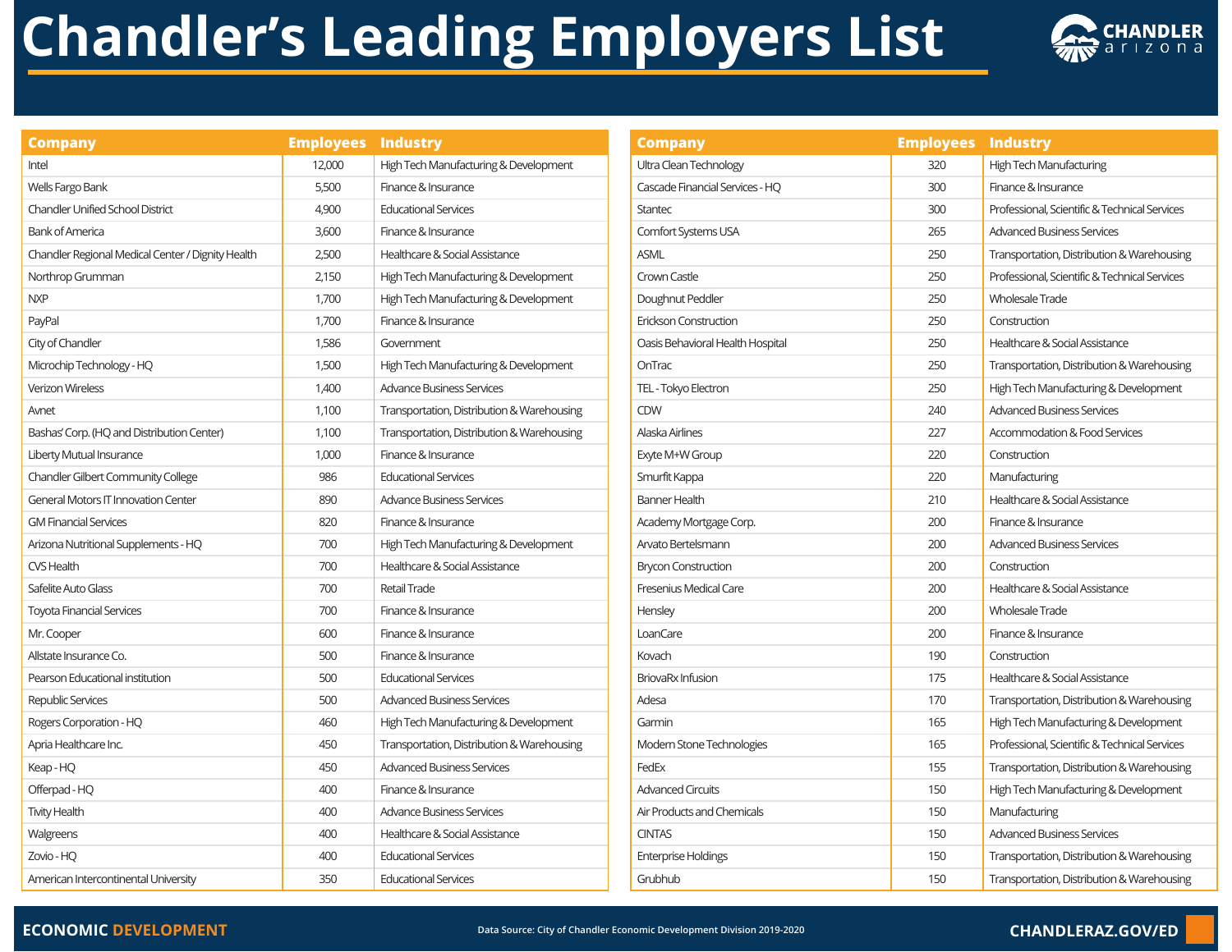# Chandler's Leading Employers List

| Company | Employees | Industry |
| --- | --- | --- |
| Intel | 12,000 | High Tech Manufacturing & Development |
| Wells Fargo Bank | 5,500 | Finance & Insurance |
| Chandler Unified School District | 4,900 | Educational Services |
| Bank of America | 3,600 | Finance & Insurance |
| Chandler Regional Medical Center / Dignity Health | 2,500 | Healthcare & Social Assistance |
| Northrop Grumman | 2,150 | High Tech Manufacturing & Development |
| NXP | 1,700 | High Tech Manufacturing & Development |
| PayPal | 1,700 | Finance & Insurance |
| City of Chandler | 1,586 | Government |
| Microchip Technology - HQ | 1,500 | High Tech Manufacturing & Development |
| Verizon Wireless | 1,400 | Advance Business Services |
| Avnet | 1,100 | Transportation, Distribution & Warehousing |
| Bashas' Corp. (HQ and Distribution Center) | 1,100 | Transportation, Distribution & Warehousing |
| Liberty Mutual Insurance | 1,000 | Finance & Insurance |
| Chandler Gilbert Community College | 986 | Educational Services |
| General Motors IT Innovation Center | 890 | Advance Business Services |
| GM Financial Services | 820 | Finance & Insurance |
| Arizona Nutritional Supplements - HQ | 700 | High Tech Manufacturing & Development |
| CVS Health | 700 | Healthcare & Social Assistance |
| Safelite Auto Glass | 700 | Retail Trade |
| Toyota Financial Services | 700 | Finance & Insurance |
| Mr. Cooper | 600 | Finance & Insurance |
| Allstate Insurance Co. | 500 | Finance & Insurance |
| Pearson Educational institution | 500 | Educational Services |
| Republic Services | 500 | Advanced Business Services |
| Rogers Corporation - HQ | 460 | High Tech Manufacturing & Development |
| Apria Healthcare Inc. | 450 | Transportation, Distribution & Warehousing |
| Keap - HQ | 450 | Advanced Business Services |
| Offerpad - HQ | 400 | Finance & Insurance |
| Tivity Health | 400 | Advance Business Services |
| Walgreens | 400 | Healthcare & Social Assistance |
| Zovio - HQ | 400 | Educational Services |
| American Intercontinental University | 350 | Educational Services |
| Ultra Clean Technology | 320 | High Tech Manufacturing |
| Cascade Financial Services - HQ | 300 | Finance & Insurance |
| Stantec | 300 | Professional, Scientific & Technical Services |
| Comfort Systems USA | 265 | Advanced Business Services |
| ASML | 250 | Transportation, Distribution & Warehousing |
| Crown Castle | 250 | Professional, Scientific & Technical Services |
| Doughnut Peddler | 250 | Wholesale Trade |
| Erickson Construction | 250 | Construction |
| Oasis Behavioral Health Hospital | 250 | Healthcare & Social Assistance |
| OnTrac | 250 | Transportation, Distribution & Warehousing |
| TEL - Tokyo Electron | 250 | High Tech Manufacturing & Development |
| CDW | 240 | Advanced Business Services |
| Alaska Airlines | 227 | Accommodation & Food Services |
| Exyte M+W Group | 220 | Construction |
| Smurfit Kappa | 220 | Manufacturing |
| Banner Health | 210 | Healthcare & Social Assistance |
| Academy Mortgage Corp. | 200 | Finance & Insurance |
| Arvato Bertelsmann | 200 | Advanced Business Services |
| Brycon Construction | 200 | Construction |
| Fresenius Medical Care | 200 | Healthcare & Social Assistance |
| Hensley | 200 | Wholesale Trade |
| LoanCare | 200 | Finance & Insurance |
| Kovach | 190 | Construction |
| BriovaRx Infusion | 175 | Healthcare & Social Assistance |
| Adesa | 170 | Transportation, Distribution & Warehousing |
| Garmin | 165 | High Tech Manufacturing & Development |
| Modern Stone Technologies | 165 | Professional, Scientific & Technical Services |
| FedEx | 155 | Transportation, Distribution & Warehousing |
| Advanced Circuits | 150 | High Tech Manufacturing & Development |
| Air Products and Chemicals | 150 | Manufacturing |
| CINTAS | 150 | Advanced Business Services |
| Enterprise Holdings | 150 | Transportation, Distribution & Warehousing |
| Grubhub | 150 | Transportation, Distribution & Warehousing |

**ECONOMIC DEVELOPMENT**

Data Source: City of Chandler Economic Development Division 2019-2020

CHANDLERAZ.GOV/ED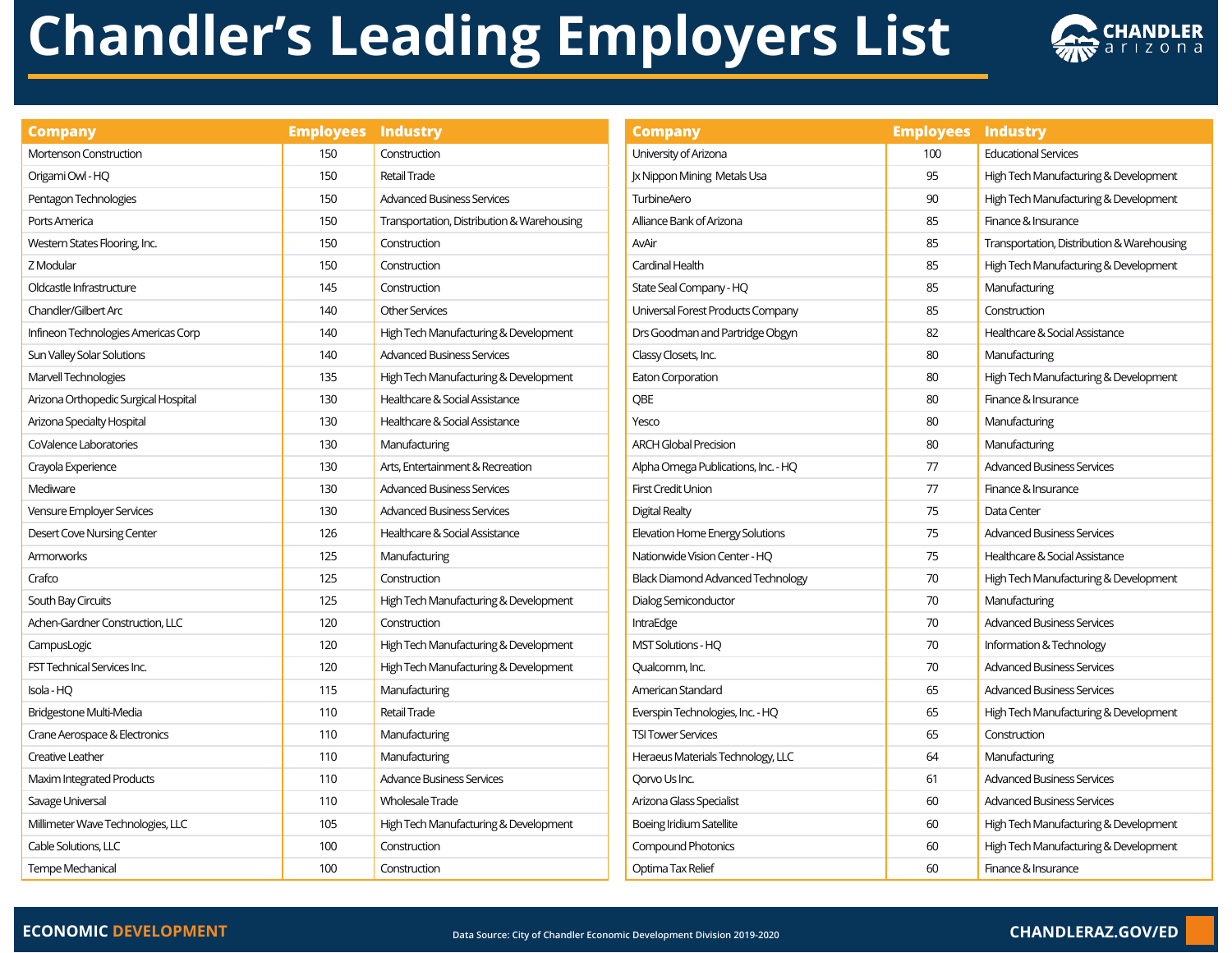# Chandler's Leading Employers List

| Company | Employees | Industry |
|---|---|---|
| Mortenson Construction | 150 | Construction |
| Origami Owl - HQ | 150 | Retail Trade |
| Pentagon Technologies | 150 | Advanced Business Services |
| Ports America | 150 | Transportation, Distribution & Warehousing |
| Western States Flooring, Inc. | 150 | Construction |
| Z Modular | 150 | Construction |
| Oldcastle Infrastructure | 145 | Construction |
| Chandler/Gilbert Arc | 140 | Other Services |
| Infineon Technologies Americas Corp | 140 | High Tech Manufacturing & Development |
| Sun Valley Solar Solutions | 140 | Advanced Business Services |
| Marvell Technologies | 135 | High Tech Manufacturing & Development |
| Arizona Orthopedic Surgical Hospital | 130 | Healthcare & Social Assistance |
| Arizona Specialty Hospital | 130 | Healthcare & Social Assistance |
| CoValence Laboratories | 130 | Manufacturing |
| Crayola Experience | 130 | Arts, Entertainment & Recreation |
| Mediware | 130 | Advanced Business Services |
| Vensure Employer Services | 130 | Advanced Business Services |
| Desert Cove Nursing Center | 126 | Healthcare & Social Assistance |
| Armorworks | 125 | Manufacturing |
| Crafco | 125 | Construction |
| South Bay Circuits | 125 | High Tech Manufacturing & Development |
| Achen-Gardner Construction, LLC | 120 | Construction |
| CampusLogic | 120 | High Tech Manufacturing & Development |
| FST Technical Services Inc. | 120 | High Tech Manufacturing & Development |
| Isola - HQ | 115 | Manufacturing |
| Bridgestone Multi-Media | 110 | Retail Trade |
| Crane Aerospace & Electronics | 110 | Manufacturing |
| Creative Leather | 110 | Manufacturing |
| Maxim Integrated Products | 110 | Advance Business Services |
| Savage Universal | 110 | Wholesale Trade |
| Millimeter Wave Technologies, LLC | 105 | High Tech Manufacturing & Development |
| Cable Solutions, LLC | 100 | Construction |
| Tempe Mechanical | 100 | Construction |

| Company | Employees | Industry |
|---|---|---|
| University of Arizona | 100 | Educational Services |
| Jx Nippon Mining Metals Usa | 95 | High Tech Manufacturing & Development |
| TurbineAero | 90 | High Tech Manufacturing & Development |
| Alliance Bank of Arizona | 85 | Finance & Insurance |
| AvAir | 85 | Transportation, Distribution & Warehousing |
| Cardinal Health | 85 | High Tech Manufacturing & Development |
| State Seal Company - HQ | 85 | Manufacturing |
| Universal Forest Products Company | 85 | Construction |
| Drs Goodman and Partridge Obgyn | 82 | Healthcare & Social Assistance |
| Classy Closets, Inc. | 80 | Manufacturing |
| Eaton Corporation | 80 | High Tech Manufacturing & Development |
| QBE | 80 | Finance & Insurance |
| Yesco | 80 | Manufacturing |
| ARCH Global Precision | 80 | Manufacturing |
| Alpha Omega Publications, Inc. - HQ | 77 | Advanced Business Services |
| First Credit Union | 77 | Finance & Insurance |
| Digital Realty | 75 | Data Center |
| Elevation Home Energy Solutions | 75 | Advanced Business Services |
| Nationwide Vision Center - HQ | 75 | Healthcare & Social Assistance |
| Black Diamond Advanced Technology | 70 | High Tech Manufacturing & Development |
| Dialog Semiconductor | 70 | Manufacturing |
| IntraEdge | 70 | Advanced Business Services |
| MST Solutions - HQ | 70 | Information & Technology |
| Qualcomm, Inc. | 70 | Advanced Business Services |
| American Standard | 65 | Advanced Business Services |
| Everspin Technologies, Inc. - HQ | 65 | High Tech Manufacturing & Development |
| TSI Tower Services | 65 | Construction |
| Heraeus Materials Technology, LLC | 64 | Manufacturing |
| Qorvo Us Inc. | 61 | Advanced Business Services |
| Arizona Glass Specialist | 60 | Advanced Business Services |
| Boeing Iridium Satellite | 60 | High Tech Manufacturing & Development |
| Compound Photonics | 60 | High Tech Manufacturing & Development |
| Optima Tax Relief | 60 | Finance & Insurance |

**ECONOMIC DEVELOPMENT**

Data Source: City of Chandler Economic Development Division 2019-2020

**CHANDLERAZ.GOV/ED**